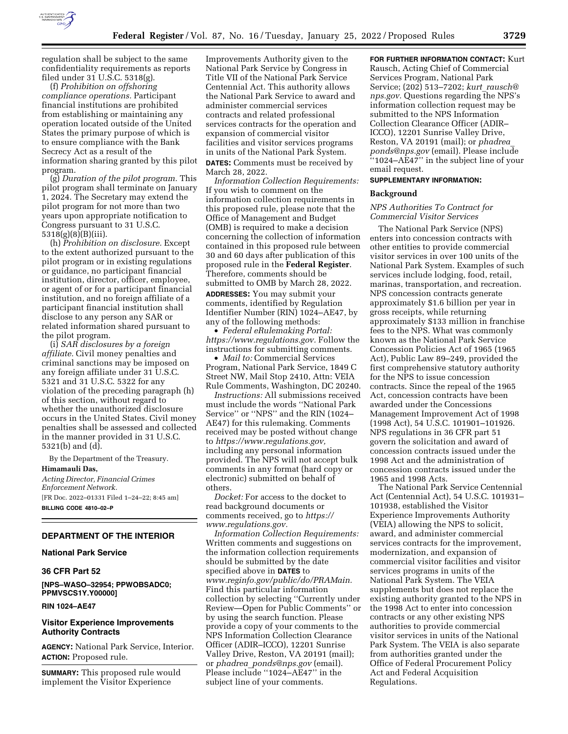regulation shall be subject to the same confidentiality requirements as reports filed under 31 U.S.C. 5318(g).

(f) *Prohibition on offshoring compliance operations.* Participant financial institutions are prohibited from establishing or maintaining any operation located outside of the United States the primary purpose of which is to ensure compliance with the Bank Secrecy Act as a result of the information sharing granted by this pilot program.

(g) *Duration of the pilot program.* This pilot program shall terminate on January 1, 2024. The Secretary may extend the pilot program for not more than two years upon appropriate notification to Congress pursuant to 31 U.S.C. 5318(g)(8)(B)(iii).

(h) *Prohibition on disclosure.* Except to the extent authorized pursuant to the pilot program or in existing regulations or guidance, no participant financial institution, director, officer, employee, or agent of or for a participant financial institution, and no foreign affiliate of a participant financial institution shall disclose to any person any SAR or related information shared pursuant to the pilot program.

(i) *SAR disclosures by a foreign affiliate.* Civil money penalties and criminal sanctions may be imposed on any foreign affiliate under 31 U.S.C. 5321 and 31 U.S.C. 5322 for any violation of the preceding paragraph (h) of this section, without regard to whether the unauthorized disclosure occurs in the United States. Civil money penalties shall be assessed and collected in the manner provided in 31 U.S.C. 5321(b) and (d).

By the Department of the Treasury.

**Himamauli Das,**

*Acting Director, Financial Crimes Enforcement Network.*

[FR Doc. 2022–01331 Filed 1–24–22; 8:45 am]

**BILLING CODE 4810–02–P**

---

## DEPARTMENT OF THE INTERIOR

### National Park Service

### 36 CFR Part 52

**[NPS–WASO–32954; PPWOBSADC0; PPMVSCS1Y.Y00000]**

**RIN 1024–AE47**

### Visitor Experience Improvements Authority Contracts

**AGENCY:** National Park Service, Interior.

**ACTION:** Proposed rule.

**SUMMARY:** This proposed rule would implement the Visitor Experience Improvements Authority given to the National Park Service by Congress in Title VII of the National Park Service Centennial Act. This authority allows the National Park Service to award and administer commercial services contracts and related professional services contracts for the operation and expansion of commercial visitor facilities and visitor services programs in units of the National Park System.

**DATES:** Comments must be received by March 28, 2022.

*Information Collection Requirements:* If you wish to comment on the information collection requirements in this proposed rule, please note that the Office of Management and Budget (OMB) is required to make a decision concerning the collection of information contained in this proposed rule between 30 and 60 days after publication of this proposed rule in the **Federal Register**. Therefore, comments should be submitted to OMB by March 28, 2022.

**ADDRESSES:** You may submit your comments, identified by Regulation Identifier Number (RIN) 1024–AE47, by any of the following methods:

- *Federal eRulemaking Portal: https://www.regulations.gov.* Follow the instructions for submitting comments.
- *Mail to:* Commercial Services Program, National Park Service, 1849 C Street NW, Mail Stop 2410, Attn: VEIA Rule Comments, Washington, DC 20240.

*Instructions:* All submissions received must include the words ''National Park Service'' or ''NPS'' and the RIN (1024–AE47) for this rulemaking. Comments received may be posted without change to *https://www.regulations.gov,* including any personal information provided. The NPS will not accept bulk comments in any format (hard copy or electronic) submitted on behalf of others.

*Docket:* For access to the docket to read background documents or comments received, go to *https://www.regulations.gov.*

*Information Collection Requirements:* Written comments and suggestions on the information collection requirements should be submitted by the date specified above in **DATES** to *www.reginfo.gov/public/do/PRAMain.* Find this particular information collection by selecting ''Currently under Review—Open for Public Comments'' or by using the search function. Please provide a copy of your comments to the NPS Information Collection Clearance Officer (ADIR–ICCO), 12201 Sunrise Valley Drive, Reston, VA 20191 (mail); or *phadrea_ponds@nps.gov* (email). Please include ''1024–AE47'' in the subject line of your comments.

**FOR FURTHER INFORMATION CONTACT:** Kurt Rausch, Acting Chief of Commercial Services Program, National Park Service; (202) 513–7202; *kurt_rausch@nps.gov.* Questions regarding the NPS's information collection request may be submitted to the NPS Information Collection Clearance Officer (ADIR–ICCO), 12201 Sunrise Valley Drive, Reston, VA 20191 (mail); or *phadrea_ponds@nps.gov* (email). Please include ''1024–AE47'' in the subject line of your email request.

**SUPPLEMENTARY INFORMATION:**

**Background**

*NPS Authorities To Contract for Commercial Visitor Services*

The National Park Service (NPS) enters into concession contracts with other entities to provide commercial visitor services in over 100 units of the National Park System. Examples of such services include lodging, food, retail, marinas, transportation, and recreation. NPS concession contracts generate approximately $1.6 billion per year in gross receipts, while returning approximately $133 million in franchise fees to the NPS. What was commonly known as the National Park Service Concession Policies Act of 1965 (1965 Act), Public Law 89–249, provided the first comprehensive statutory authority for the NPS to issue concession contracts. Since the repeal of the 1965 Act, concession contracts have been awarded under the Concessions Management Improvement Act of 1998 (1998 Act), 54 U.S.C. 101901–101926. NPS regulations in 36 CFR part 51 govern the solicitation and award of concession contracts issued under the 1998 Act and the administration of concession contracts issued under the 1965 and 1998 Acts.

The National Park Service Centennial Act (Centennial Act), 54 U.S.C. 101931–101938, established the Visitor Experience Improvements Authority (VEIA) allowing the NPS to solicit, award, and administer commercial services contracts for the improvement, modernization, and expansion of commercial visitor facilities and visitor services programs in units of the National Park System. The VEIA supplements but does not replace the existing authority granted to the NPS in the 1998 Act to enter into concession contracts or any other existing NPS authorities to provide commercial visitor services in units of the National Park System. The VEIA is also separate from authorities granted under the Office of Federal Procurement Policy Act and Federal Acquisition Regulations.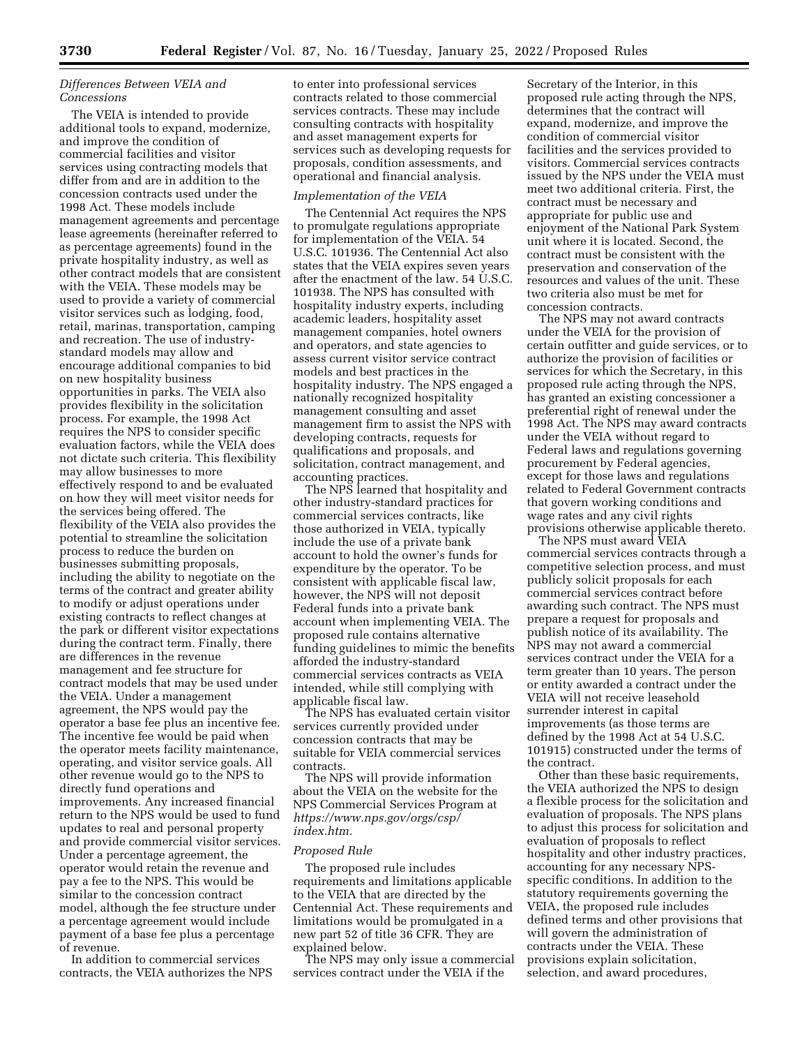### *Differences Between VEIA and Concessions*

The VEIA is intended to provide additional tools to expand, modernize, and improve the condition of commercial facilities and visitor services using contracting models that differ from and are in addition to the concession contracts used under the 1998 Act. These models include management agreements and percentage lease agreements (hereinafter referred to as percentage agreements) found in the private hospitality industry, as well as other contract models that are consistent with the VEIA. These models may be used to provide a variety of commercial visitor services such as lodging, food, retail, marinas, transportation, camping and recreation. The use of industry-standard models may allow and encourage additional companies to bid on new hospitality business opportunities in parks. The VEIA also provides flexibility in the solicitation process. For example, the 1998 Act requires the NPS to consider specific evaluation factors, while the VEIA does not dictate such criteria. This flexibility may allow businesses to more effectively respond to and be evaluated on how they will meet visitor needs for the services being offered. The flexibility of the VEIA also provides the potential to streamline the solicitation process to reduce the burden on businesses submitting proposals, including the ability to negotiate on the terms of the contract and greater ability to modify or adjust operations under existing contracts to reflect changes at the park or different visitor expectations during the contract term. Finally, there are differences in the revenue management and fee structure for contract models that may be used under the VEIA. Under a management agreement, the NPS would pay the operator a base fee plus an incentive fee. The incentive fee would be paid when the operator meets facility maintenance, operating, and visitor service goals. All other revenue would go to the NPS to directly fund operations and improvements. Any increased financial return to the NPS would be used to fund updates to real and personal property and provide commercial visitor services. Under a percentage agreement, the operator would retain the revenue and pay a fee to the NPS. This would be similar to the concession contract model, although the fee structure under a percentage agreement would include payment of a base fee plus a percentage of revenue.

In addition to commercial services contracts, the VEIA authorizes the NPS to enter into professional services contracts related to those commercial services contracts. These may include consulting contracts with hospitality and asset management experts for services such as developing requests for proposals, condition assessments, and operational and financial analysis.

### *Implementation of the VEIA*

The Centennial Act requires the NPS to promulgate regulations appropriate for implementation of the VEIA. 54 U.S.C. 101936. The Centennial Act also states that the VEIA expires seven years after the enactment of the law. 54 U.S.C. 101938. The NPS has consulted with hospitality industry experts, including academic leaders, hospitality asset management companies, hotel owners and operators, and state agencies to assess current visitor service contract models and best practices in the hospitality industry. The NPS engaged a nationally recognized hospitality management consulting and asset management firm to assist the NPS with developing contracts, requests for qualifications and proposals, and solicitation, contract management, and accounting practices.

The NPS learned that hospitality and other industry-standard practices for commercial services contracts, like those authorized in VEIA, typically include the use of a private bank account to hold the owner's funds for expenditure by the operator. To be consistent with applicable fiscal law, however, the NPS will not deposit Federal funds into a private bank account when implementing VEIA. The proposed rule contains alternative funding guidelines to mimic the benefits afforded the industry-standard commercial services contracts as VEIA intended, while still complying with applicable fiscal law.

The NPS has evaluated certain visitor services currently provided under concession contracts that may be suitable for VEIA commercial services contracts.

The NPS will provide information about the VEIA on the website for the NPS Commercial Services Program at *https://www.nps.gov/orgs/csp/index.htm.*

### *Proposed Rule*

The proposed rule includes requirements and limitations applicable to the VEIA that are directed by the Centennial Act. These requirements and limitations would be promulgated in a new part 52 of title 36 CFR. They are explained below.

The NPS may only issue a commercial services contract under the VEIA if the Secretary of the Interior, in this proposed rule acting through the NPS, determines that the contract will expand, modernize, and improve the condition of commercial visitor facilities and the services provided to visitors. Commercial services contracts issued by the NPS under the VEIA must meet two additional criteria. First, the contract must be necessary and appropriate for public use and enjoyment of the National Park System unit where it is located. Second, the contract must be consistent with the preservation and conservation of the resources and values of the unit. These two criteria also must be met for concession contracts.

The NPS may not award contracts under the VEIA for the provision of certain outfitter and guide services, or to authorize the provision of facilities or services for which the Secretary, in this proposed rule acting through the NPS, has granted an existing concessioner a preferential right of renewal under the 1998 Act. The NPS may award contracts under the VEIA without regard to Federal laws and regulations governing procurement by Federal agencies, except for those laws and regulations related to Federal Government contracts that govern working conditions and wage rates and any civil rights provisions otherwise applicable thereto.

The NPS must award VEIA commercial services contracts through a competitive selection process, and must publicly solicit proposals for each commercial services contract before awarding such contract. The NPS must prepare a request for proposals and publish notice of its availability. The NPS may not award a commercial services contract under the VEIA for a term greater than 10 years. The person or entity awarded a contract under the VEIA will not receive leasehold surrender interest in capital improvements (as those terms are defined by the 1998 Act at 54 U.S.C. 101915) constructed under the terms of the contract.

Other than these basic requirements, the VEIA authorized the NPS to design a flexible process for the solicitation and evaluation of proposals. The NPS plans to adjust this process for solicitation and evaluation of proposals to reflect hospitality and other industry practices, accounting for any necessary NPS-specific conditions. In addition to the statutory requirements governing the VEIA, the proposed rule includes defined terms and other provisions that will govern the administration of contracts under the VEIA. These provisions explain solicitation, selection, and award procedures,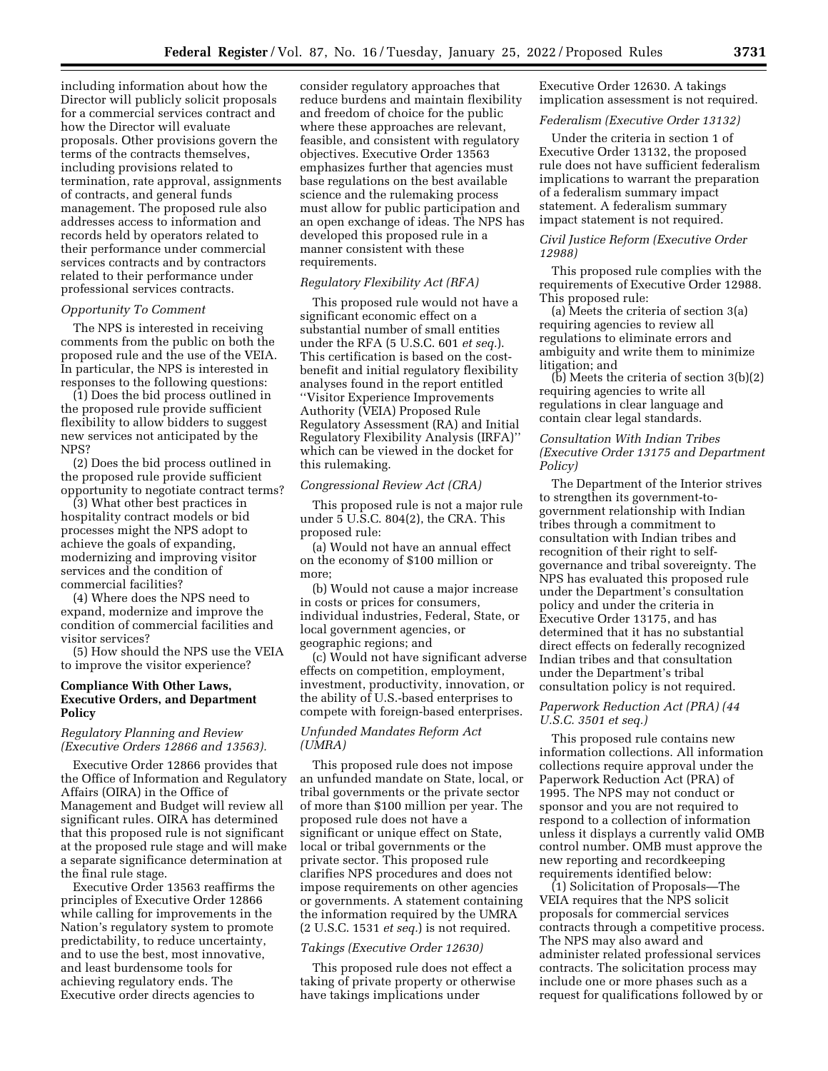including information about how the Director will publicly solicit proposals for a commercial services contract and how the Director will evaluate proposals. Other provisions govern the terms of the contracts themselves, including provisions related to termination, rate approval, assignments of contracts, and general funds management. The proposed rule also addresses access to information and records held by operators related to their performance under commercial services contracts and by contractors related to their performance under professional services contracts.

*Opportunity To Comment*

The NPS is interested in receiving comments from the public on both the proposed rule and the use of the VEIA. In particular, the NPS is interested in responses to the following questions:

(1) Does the bid process outlined in the proposed rule provide sufficient flexibility to allow bidders to suggest new services not anticipated by the NPS?

(2) Does the bid process outlined in the proposed rule provide sufficient opportunity to negotiate contract terms?

(3) What other best practices in hospitality contract models or bid processes might the NPS adopt to achieve the goals of expanding, modernizing and improving visitor services and the condition of commercial facilities?

(4) Where does the NPS need to expand, modernize and improve the condition of commercial facilities and visitor services?

(5) How should the NPS use the VEIA to improve the visitor experience?

**Compliance With Other Laws, Executive Orders, and Department Policy**

*Regulatory Planning and Review (Executive Orders 12866 and 13563).*

Executive Order 12866 provides that the Office of Information and Regulatory Affairs (OIRA) in the Office of Management and Budget will review all significant rules. OIRA has determined that this proposed rule is not significant at the proposed rule stage and will make a separate significance determination at the final rule stage.

Executive Order 13563 reaffirms the principles of Executive Order 12866 while calling for improvements in the Nation's regulatory system to promote predictability, to reduce uncertainty, and to use the best, most innovative, and least burdensome tools for achieving regulatory ends. The Executive order directs agencies to consider regulatory approaches that reduce burdens and maintain flexibility and freedom of choice for the public where these approaches are relevant, feasible, and consistent with regulatory objectives. Executive Order 13563 emphasizes further that agencies must base regulations on the best available science and the rulemaking process must allow for public participation and an open exchange of ideas. The NPS has developed this proposed rule in a manner consistent with these requirements.

*Regulatory Flexibility Act (RFA)*

This proposed rule would not have a significant economic effect on a substantial number of small entities under the RFA (5 U.S.C. 601 *et seq.*). This certification is based on the cost-benefit and initial regulatory flexibility analyses found in the report entitled "Visitor Experience Improvements Authority (VEIA) Proposed Rule Regulatory Assessment (RA) and Initial Regulatory Flexibility Analysis (IRFA)" which can be viewed in the docket for this rulemaking.

*Congressional Review Act (CRA)*

This proposed rule is not a major rule under 5 U.S.C. 804(2), the CRA. This proposed rule:

(a) Would not have an annual effect on the economy of $100 million or more;

(b) Would not cause a major increase in costs or prices for consumers, individual industries, Federal, State, or local government agencies, or geographic regions; and

(c) Would not have significant adverse effects on competition, employment, investment, productivity, innovation, or the ability of U.S.-based enterprises to compete with foreign-based enterprises.

*Unfunded Mandates Reform Act (UMRA)*

This proposed rule does not impose an unfunded mandate on State, local, or tribal governments or the private sector of more than $100 million per year. The proposed rule does not have a significant or unique effect on State, local or tribal governments or the private sector. This proposed rule clarifies NPS procedures and does not impose requirements on other agencies or governments. A statement containing the information required by the UMRA (2 U.S.C. 1531 *et seq.*) is not required.

*Takings (Executive Order 12630)*

This proposed rule does not effect a taking of private property or otherwise have takings implications under Executive Order 12630. A takings implication assessment is not required.

*Federalism (Executive Order 13132)*

Under the criteria in section 1 of Executive Order 13132, the proposed rule does not have sufficient federalism implications to warrant the preparation of a federalism summary impact statement. A federalism summary impact statement is not required.

*Civil Justice Reform (Executive Order 12988)*

This proposed rule complies with the requirements of Executive Order 12988. This proposed rule:

(a) Meets the criteria of section 3(a) requiring agencies to review all regulations to eliminate errors and ambiguity and write them to minimize litigation; and

(b) Meets the criteria of section 3(b)(2) requiring agencies to write all regulations in clear language and contain clear legal standards.

*Consultation With Indian Tribes (Executive Order 13175 and Department Policy)*

The Department of the Interior strives to strengthen its government-to-government relationship with Indian tribes through a commitment to consultation with Indian tribes and recognition of their right to self-governance and tribal sovereignty. The NPS has evaluated this proposed rule under the Department's consultation policy and under the criteria in Executive Order 13175, and has determined that it has no substantial direct effects on federally recognized Indian tribes and that consultation under the Department's tribal consultation policy is not required.

*Paperwork Reduction Act (PRA) (44 U.S.C. 3501 et seq.)*

This proposed rule contains new information collections. All information collections require approval under the Paperwork Reduction Act (PRA) of 1995. The NPS may not conduct or sponsor and you are not required to respond to a collection of information unless it displays a currently valid OMB control number. OMB must approve the new reporting and recordkeeping requirements identified below:

(1) Solicitation of Proposals—The VEIA requires that the NPS solicit proposals for commercial services contracts through a competitive process. The NPS may also award and administer related professional services contracts. The solicitation process may include one or more phases such as a request for qualifications followed by or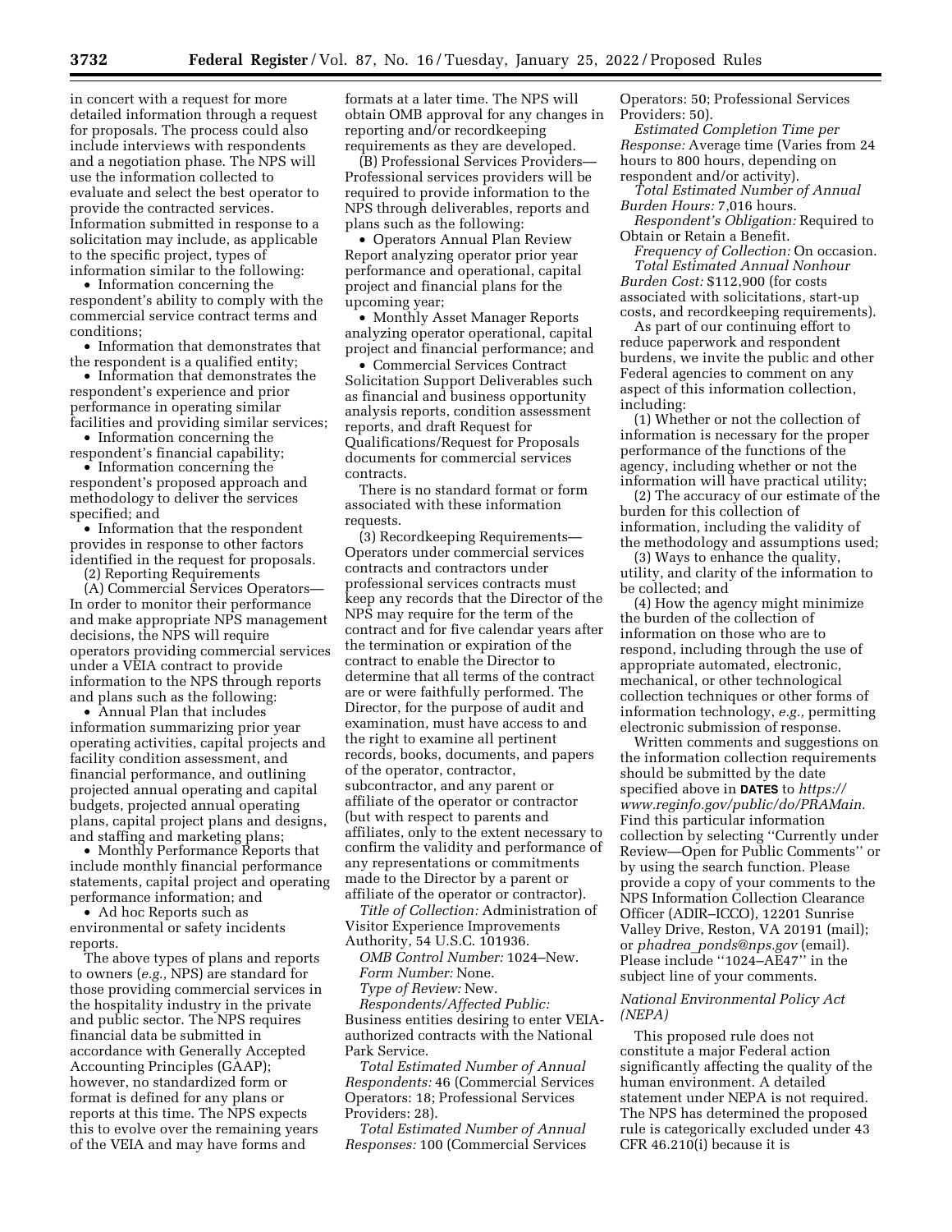in concert with a request for more detailed information through a request for proposals. The process could also include interviews with respondents and a negotiation phase. The NPS will use the information collected to evaluate and select the best operator to provide the contracted services. Information submitted in response to a solicitation may include, as applicable to the specific project, types of information similar to the following:

- Information concerning the respondent's ability to comply with the commercial service contract terms and conditions;
- Information that demonstrates that the respondent is a qualified entity;
- Information that demonstrates the respondent's experience and prior performance in operating similar facilities and providing similar services;
- Information concerning the respondent's financial capability;
- Information concerning the respondent's proposed approach and methodology to deliver the services specified; and
- Information that the respondent provides in response to other factors identified in the request for proposals.

(2) Reporting Requirements

(A) Commercial Services Operators—In order to monitor their performance and make appropriate NPS management decisions, the NPS will require operators providing commercial services under a VEIA contract to provide information to the NPS through reports and plans such as the following:

- Annual Plan that includes information summarizing prior year operating activities, capital projects and facility condition assessment, and financial performance, and outlining projected annual operating and capital budgets, projected annual operating plans, capital project plans and designs, and staffing and marketing plans;
- Monthly Performance Reports that include monthly financial performance statements, capital project and operating performance information; and
- Ad hoc Reports such as environmental or safety incidents reports.

The above types of plans and reports to owners (*e.g.,* NPS) are standard for those providing commercial services in the hospitality industry in the private and public sector. The NPS requires financial data be submitted in accordance with Generally Accepted Accounting Principles (GAAP); however, no standardized form or format is defined for any plans or reports at this time. The NPS expects this to evolve over the remaining years of the VEIA and may have forms and formats at a later time. The NPS will obtain OMB approval for any changes in reporting and/or recordkeeping requirements as they are developed.

(B) Professional Services Providers—Professional services providers will be required to provide information to the NPS through deliverables, reports and plans such as the following:

- Operators Annual Plan Review Report analyzing operator prior year performance and operational, capital project and financial plans for the upcoming year;
- Monthly Asset Manager Reports analyzing operator operational, capital project and financial performance; and
- Commercial Services Contract Solicitation Support Deliverables such as financial and business opportunity analysis reports, condition assessment reports, and draft Request for Qualifications/Request for Proposals documents for commercial services contracts.

There is no standard format or form associated with these information requests.

(3) Recordkeeping Requirements—Operators under commercial services contracts and contractors under professional services contracts must keep any records that the Director of the NPS may require for the term of the contract and for five calendar years after the termination or expiration of the contract to enable the Director to determine that all terms of the contract are or were faithfully performed. The Director, for the purpose of audit and examination, must have access to and the right to examine all pertinent records, books, documents, and papers of the operator, contractor, subcontractor, and any parent or affiliate of the operator or contractor (but with respect to parents and affiliates, only to the extent necessary to confirm the validity and performance of any representations or commitments made to the Director by a parent or affiliate of the operator or contractor).

*Title of Collection:* Administration of Visitor Experience Improvements Authority, 54 U.S.C. 101936.

*OMB Control Number:* 1024–New.

*Form Number:* None.

*Type of Review:* New.

*Respondents/Affected Public:* Business entities desiring to enter VEIA-authorized contracts with the National Park Service.

*Total Estimated Number of Annual Respondents:* 46 (Commercial Services Operators: 18; Professional Services Providers: 28).

*Total Estimated Number of Annual Responses:* 100 (Commercial Services Operators: 50; Professional Services Providers: 50).

*Estimated Completion Time per Response:* Average time (Varies from 24 hours to 800 hours, depending on respondent and/or activity).

*Total Estimated Number of Annual Burden Hours:* 7,016 hours.

*Respondent's Obligation:* Required to Obtain or Retain a Benefit.

*Frequency of Collection:* On occasion.

*Total Estimated Annual Nonhour Burden Cost:* $112,900 (for costs associated with solicitations, start-up costs, and recordkeeping requirements).

As part of our continuing effort to reduce paperwork and respondent burdens, we invite the public and other Federal agencies to comment on any aspect of this information collection, including:

(1) Whether or not the collection of information is necessary for the proper performance of the functions of the agency, including whether or not the information will have practical utility;

(2) The accuracy of our estimate of the burden for this collection of information, including the validity of the methodology and assumptions used;

(3) Ways to enhance the quality, utility, and clarity of the information to be collected; and

(4) How the agency might minimize the burden of the collection of information on those who are to respond, including through the use of appropriate automated, electronic, mechanical, or other technological collection techniques or other forms of information technology, *e.g.,* permitting electronic submission of response.

Written comments and suggestions on the information collection requirements should be submitted by the date specified above in **DATES** to *https://www.reginfo.gov/public/do/PRAMain.* Find this particular information collection by selecting "Currently under Review—Open for Public Comments" or by using the search function. Please provide a copy of your comments to the NPS Information Collection Clearance Officer (ADIR–ICCO), 12201 Sunrise Valley Drive, Reston, VA 20191 (mail); or *phadrea_ponds@nps.gov* (email). Please include "1024–AE47" in the subject line of your comments.

### *National Environmental Policy Act (NEPA)*

This proposed rule does not constitute a major Federal action significantly affecting the quality of the human environment. A detailed statement under NEPA is not required. The NPS has determined the proposed rule is categorically excluded under 43 CFR 46.210(i) because it is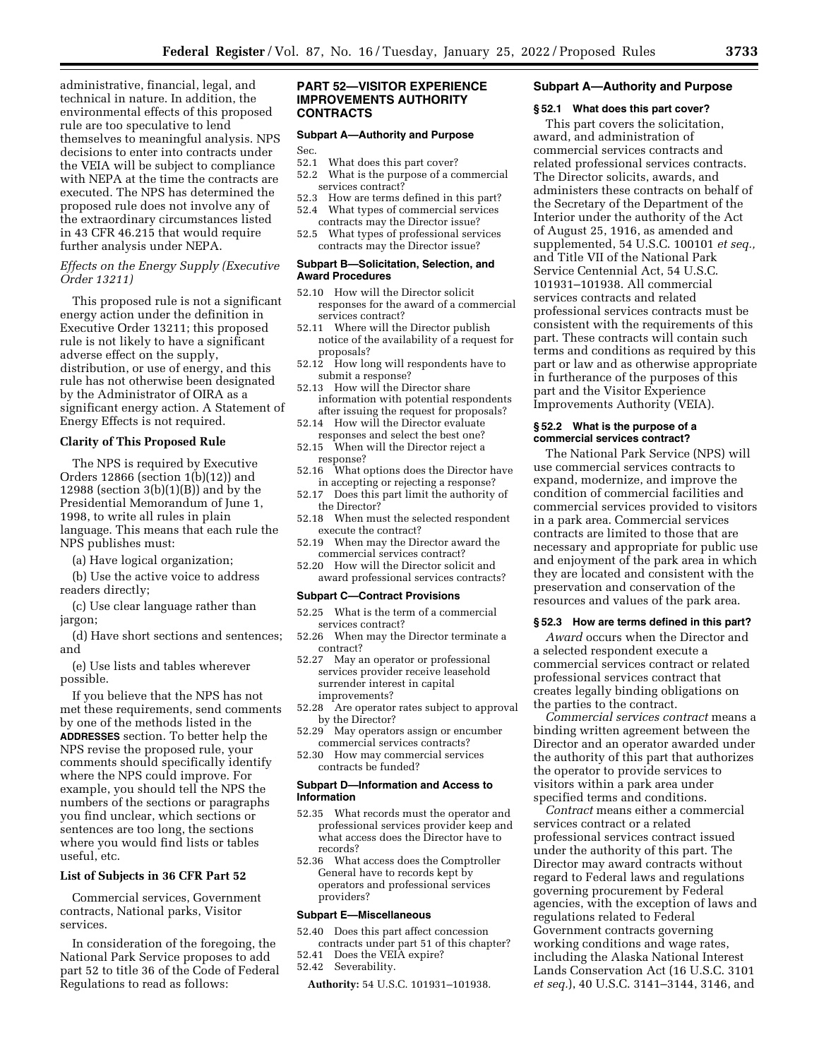administrative, financial, legal, and technical in nature. In addition, the environmental effects of this proposed rule are too speculative to lend themselves to meaningful analysis. NPS decisions to enter into contracts under the VEIA will be subject to compliance with NEPA at the time the contracts are executed. The NPS has determined the proposed rule does not involve any of the extraordinary circumstances listed in 43 CFR 46.215 that would require further analysis under NEPA.

*Effects on the Energy Supply (Executive Order 13211)*

This proposed rule is not a significant energy action under the definition in Executive Order 13211; this proposed rule is not likely to have a significant adverse effect on the supply, distribution, or use of energy, and this rule has not otherwise been designated by the Administrator of OIRA as a significant energy action. A Statement of Energy Effects is not required.

**Clarity of This Proposed Rule**

The NPS is required by Executive Orders 12866 (section 1(b)(12)) and 12988 (section 3(b)(1)(B)) and by the Presidential Memorandum of June 1, 1998, to write all rules in plain language. This means that each rule the NPS publishes must:

(a) Have logical organization;

(b) Use the active voice to address readers directly;

(c) Use clear language rather than jargon;

(d) Have short sections and sentences; and

(e) Use lists and tables wherever possible.

If you believe that the NPS has not met these requirements, send comments by one of the methods listed in the **ADDRESSES** section. To better help the NPS revise the proposed rule, your comments should specifically identify where the NPS could improve. For example, you should tell the NPS the numbers of the sections or paragraphs you find unclear, which sections or sentences are too long, the sections where you would find lists or tables useful, etc.

**List of Subjects in 36 CFR Part 52**

Commercial services, Government contracts, National parks, Visitor services.

In consideration of the foregoing, the National Park Service proposes to add part 52 to title 36 of the Code of Federal Regulations to read as follows:

## PART 52—VISITOR EXPERIENCE IMPROVEMENTS AUTHORITY CONTRACTS

**Subpart A—Authority and Purpose**

Sec.
52.1 What does this part cover?
52.2 What is the purpose of a commercial services contract?
52.3 How are terms defined in this part?
52.4 What types of commercial services contracts may the Director issue?
52.5 What types of professional services contracts may the Director issue?

**Subpart B—Solicitation, Selection, and Award Procedures**

52.10 How will the Director solicit responses for the award of a commercial services contract?
52.11 Where will the Director publish notice of the availability of a request for proposals?
52.12 How long will respondents have to submit a response?
52.13 How will the Director share information with potential respondents after issuing the request for proposals?
52.14 How will the Director evaluate responses and select the best one?
52.15 When will the Director reject a response?
52.16 What options does the Director have in accepting or rejecting a response?
52.17 Does this part limit the authority of the Director?
52.18 When must the selected respondent execute the contract?
52.19 When may the Director award the commercial services contract?
52.20 How will the Director solicit and award professional services contracts?

**Subpart C—Contract Provisions**

52.25 What is the term of a commercial services contract?
52.26 When may the Director terminate a contract?
52.27 May an operator or professional services provider receive leasehold surrender interest in capital improvements?
52.28 Are operator rates subject to approval by the Director?
52.29 May operators assign or encumber commercial services contracts?
52.30 How may commercial services contracts be funded?

**Subpart D—Information and Access to Information**

52.35 What records must the operator and professional services provider keep and what access does the Director have to records?
52.36 What access does the Comptroller General have to records kept by operators and professional services providers?

**Subpart E—Miscellaneous**

52.40 Does this part affect concession contracts under part 51 of this chapter?
52.41 Does the VEIA expire?
52.42 Severability.

**Authority:** 54 U.S.C. 101931–101938.

### Subpart A—Authority and Purpose

**§ 52.1 What does this part cover?**

This part covers the solicitation, award, and administration of commercial services contracts and related professional services contracts. The Director solicits, awards, and administers these contracts on behalf of the Secretary of the Department of the Interior under the authority of the Act of August 25, 1916, as amended and supplemented, 54 U.S.C. 100101 *et seq.,* and Title VII of the National Park Service Centennial Act, 54 U.S.C. 101931–101938. All commercial services contracts and related professional services contracts must be consistent with the requirements of this part. These contracts will contain such terms and conditions as required by this part or law and as otherwise appropriate in furtherance of the purposes of this part and the Visitor Experience Improvements Authority (VEIA).

**§ 52.2 What is the purpose of a commercial services contract?**

The National Park Service (NPS) will use commercial services contracts to expand, modernize, and improve the condition of commercial facilities and commercial services provided to visitors in a park area. Commercial services contracts are limited to those that are necessary and appropriate for public use and enjoyment of the park area in which they are located and consistent with the preservation and conservation of the resources and values of the park area.

**§ 52.3 How are terms defined in this part?**

*Award* occurs when the Director and a selected respondent execute a commercial services contract or related professional services contract that creates legally binding obligations on the parties to the contract.

*Commercial services contract* means a binding written agreement between the Director and an operator awarded under the authority of this part that authorizes the operator to provide services to visitors within a park area under specified terms and conditions.

*Contract* means either a commercial services contract or a related professional services contract issued under the authority of this part. The Director may award contracts without regard to Federal laws and regulations governing procurement by Federal agencies, with the exception of laws and regulations related to Federal Government contracts governing working conditions and wage rates, including the Alaska National Interest Lands Conservation Act (16 U.S.C. 3101 *et seq.*), 40 U.S.C. 3141–3144, 3146, and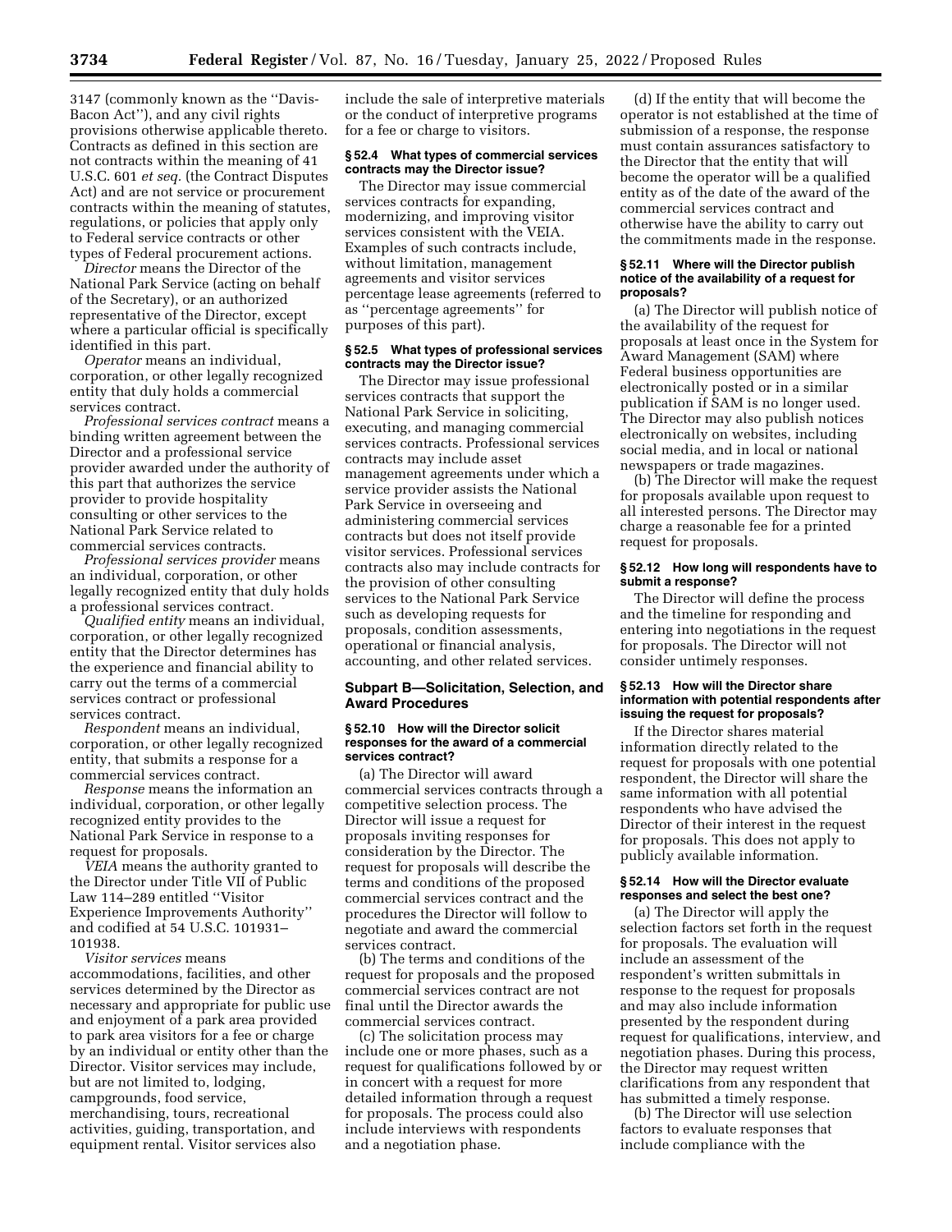3147 (commonly known as the ''Davis-Bacon Act''), and any civil rights provisions otherwise applicable thereto. Contracts as defined in this section are not contracts within the meaning of 41 U.S.C. 601 *et seq.* (the Contract Disputes Act) and are not service or procurement contracts within the meaning of statutes, regulations, or policies that apply only to Federal service contracts or other types of Federal procurement actions.

*Director* means the Director of the National Park Service (acting on behalf of the Secretary), or an authorized representative of the Director, except where a particular official is specifically identified in this part.

*Operator* means an individual, corporation, or other legally recognized entity that duly holds a commercial services contract.

*Professional services contract* means a binding written agreement between the Director and a professional service provider awarded under the authority of this part that authorizes the service provider to provide hospitality consulting or other services to the National Park Service related to commercial services contracts.

*Professional services provider* means an individual, corporation, or other legally recognized entity that duly holds a professional services contract.

*Qualified entity* means an individual, corporation, or other legally recognized entity that the Director determines has the experience and financial ability to carry out the terms of a commercial services contract or professional services contract.

*Respondent* means an individual, corporation, or other legally recognized entity, that submits a response for a commercial services contract.

*Response* means the information an individual, corporation, or other legally recognized entity provides to the National Park Service in response to a request for proposals.

*VEIA* means the authority granted to the Director under Title VII of Public Law 114–289 entitled ''Visitor Experience Improvements Authority'' and codified at 54 U.S.C. 101931–101938.

*Visitor services* means accommodations, facilities, and other services determined by the Director as necessary and appropriate for public use and enjoyment of a park area provided to park area visitors for a fee or charge by an individual or entity other than the Director. Visitor services may include, but are not limited to, lodging, campgrounds, food service, merchandising, tours, recreational activities, guiding, transportation, and equipment rental. Visitor services also include the sale of interpretive materials or the conduct of interpretive programs for a fee or charge to visitors.

#### § 52.4 What types of commercial services contracts may the Director issue?

The Director may issue commercial services contracts for expanding, modernizing, and improving visitor services consistent with the VEIA. Examples of such contracts include, without limitation, management agreements and visitor services percentage lease agreements (referred to as ''percentage agreements'' for purposes of this part).

#### § 52.5 What types of professional services contracts may the Director issue?

The Director may issue professional services contracts that support the National Park Service in soliciting, executing, and managing commercial services contracts. Professional services contracts may include asset management agreements under which a service provider assists the National Park Service in overseeing and administering commercial services contracts but does not itself provide visitor services. Professional services contracts also may include contracts for the provision of other consulting services to the National Park Service such as developing requests for proposals, condition assessments, operational or financial analysis, accounting, and other related services.

### Subpart B—Solicitation, Selection, and Award Procedures

#### § 52.10 How will the Director solicit responses for the award of a commercial services contract?

(a) The Director will award commercial services contracts through a competitive selection process. The Director will issue a request for proposals inviting responses for consideration by the Director. The request for proposals will describe the terms and conditions of the proposed commercial services contract and the procedures the Director will follow to negotiate and award the commercial services contract.

(b) The terms and conditions of the request for proposals and the proposed commercial services contract are not final until the Director awards the commercial services contract.

(c) The solicitation process may include one or more phases, such as a request for qualifications followed by or in concert with a request for more detailed information through a request for proposals. The process could also include interviews with respondents and a negotiation phase.

(d) If the entity that will become the operator is not established at the time of submission of a response, the response must contain assurances satisfactory to the Director that the entity that will become the operator will be a qualified entity as of the date of the award of the commercial services contract and otherwise have the ability to carry out the commitments made in the response.

#### § 52.11 Where will the Director publish notice of the availability of a request for proposals?

(a) The Director will publish notice of the availability of the request for proposals at least once in the System for Award Management (SAM) where Federal business opportunities are electronically posted or in a similar publication if SAM is no longer used. The Director may also publish notices electronically on websites, including social media, and in local or national newspapers or trade magazines.

(b) The Director will make the request for proposals available upon request to all interested persons. The Director may charge a reasonable fee for a printed request for proposals.

#### § 52.12 How long will respondents have to submit a response?

The Director will define the process and the timeline for responding and entering into negotiations in the request for proposals. The Director will not consider untimely responses.

#### § 52.13 How will the Director share information with potential respondents after issuing the request for proposals?

If the Director shares material information directly related to the request for proposals with one potential respondent, the Director will share the same information with all potential respondents who have advised the Director of their interest in the request for proposals. This does not apply to publicly available information.

#### § 52.14 How will the Director evaluate responses and select the best one?

(a) The Director will apply the selection factors set forth in the request for proposals. The evaluation will include an assessment of the respondent's written submittals in response to the request for proposals and may also include information presented by the respondent during request for qualifications, interview, and negotiation phases. During this process, the Director may request written clarifications from any respondent that has submitted a timely response.

(b) The Director will use selection factors to evaluate responses that include compliance with the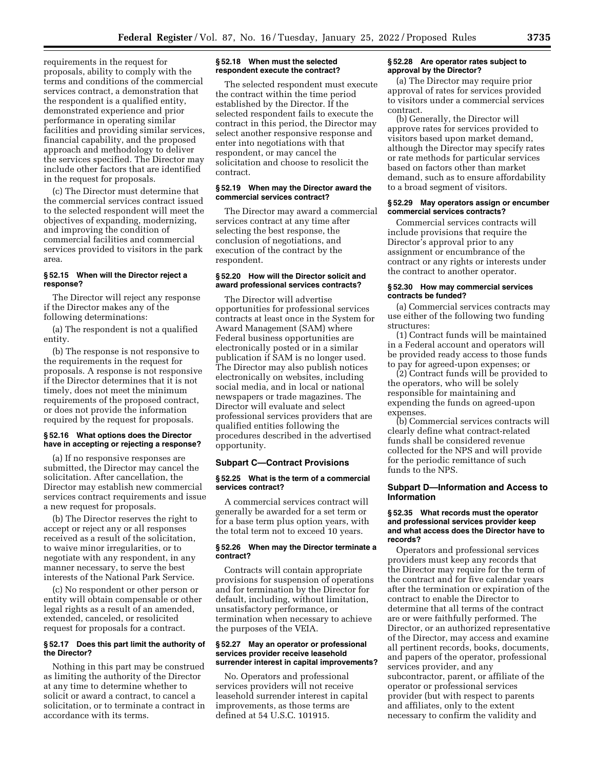requirements in the request for proposals, ability to comply with the terms and conditions of the commercial services contract, a demonstration that the respondent is a qualified entity, demonstrated experience and prior performance in operating similar facilities and providing similar services, financial capability, and the proposed approach and methodology to deliver the services specified. The Director may include other factors that are identified in the request for proposals.

(c) The Director must determine that the commercial services contract issued to the selected respondent will meet the objectives of expanding, modernizing, and improving the condition of commercial facilities and commercial services provided to visitors in the park area.

#### § 52.15 When will the Director reject a response?

The Director will reject any response if the Director makes any of the following determinations:

(a) The respondent is not a qualified entity.

(b) The response is not responsive to the requirements in the request for proposals. A response is not responsive if the Director determines that it is not timely, does not meet the minimum requirements of the proposed contract, or does not provide the information required by the request for proposals.

#### § 52.16 What options does the Director have in accepting or rejecting a response?

(a) If no responsive responses are submitted, the Director may cancel the solicitation. After cancellation, the Director may establish new commercial services contract requirements and issue a new request for proposals.

(b) The Director reserves the right to accept or reject any or all responses received as a result of the solicitation, to waive minor irregularities, or to negotiate with any respondent, in any manner necessary, to serve the best interests of the National Park Service.

(c) No respondent or other person or entity will obtain compensable or other legal rights as a result of an amended, extended, canceled, or resolicited request for proposals for a contract.

#### § 52.17 Does this part limit the authority of the Director?

Nothing in this part may be construed as limiting the authority of the Director at any time to determine whether to solicit or award a contract, to cancel a solicitation, or to terminate a contract in accordance with its terms.

#### § 52.18 When must the selected respondent execute the contract?

The selected respondent must execute the contract within the time period established by the Director. If the selected respondent fails to execute the contract in this period, the Director may select another responsive response and enter into negotiations with that respondent, or may cancel the solicitation and choose to resolicit the contract.

#### § 52.19 When may the Director award the commercial services contract?

The Director may award a commercial services contract at any time after selecting the best response, the conclusion of negotiations, and execution of the contract by the respondent.

#### § 52.20 How will the Director solicit and award professional services contracts?

The Director will advertise opportunities for professional services contracts at least once in the System for Award Management (SAM) where Federal business opportunities are electronically posted or in a similar publication if SAM is no longer used. The Director may also publish notices electronically on websites, including social media, and in local or national newspapers or trade magazines. The Director will evaluate and select professional services providers that are qualified entities following the procedures described in the advertised opportunity.

### Subpart C—Contract Provisions

#### § 52.25 What is the term of a commercial services contract?

A commercial services contract will generally be awarded for a set term or for a base term plus option years, with the total term not to exceed 10 years.

#### § 52.26 When may the Director terminate a contract?

Contracts will contain appropriate provisions for suspension of operations and for termination by the Director for default, including, without limitation, unsatisfactory performance, or termination when necessary to achieve the purposes of the VEIA.

#### § 52.27 May an operator or professional services provider receive leasehold surrender interest in capital improvements?

No. Operators and professional services providers will not receive leasehold surrender interest in capital improvements, as those terms are defined at 54 U.S.C. 101915.

#### § 52.28 Are operator rates subject to approval by the Director?

(a) The Director may require prior approval of rates for services provided to visitors under a commercial services contract.

(b) Generally, the Director will approve rates for services provided to visitors based upon market demand, although the Director may specify rates or rate methods for particular services based on factors other than market demand, such as to ensure affordability to a broad segment of visitors.

#### § 52.29 May operators assign or encumber commercial services contracts?

Commercial services contracts will include provisions that require the Director's approval prior to any assignment or encumbrance of the contract or any rights or interests under the contract to another operator.

#### § 52.30 How may commercial services contracts be funded?

(a) Commercial services contracts may use either of the following two funding structures:

(1) Contract funds will be maintained in a Federal account and operators will be provided ready access to those funds to pay for agreed-upon expenses; or

(2) Contract funds will be provided to the operators, who will be solely responsible for maintaining and expending the funds on agreed-upon expenses.

(b) Commercial services contracts will clearly define what contract-related funds shall be considered revenue collected for the NPS and will provide for the periodic remittance of such funds to the NPS.

### Subpart D—Information and Access to Information

#### § 52.35 What records must the operator and professional services provider keep and what access does the Director have to records?

Operators and professional services providers must keep any records that the Director may require for the term of the contract and for five calendar years after the termination or expiration of the contract to enable the Director to determine that all terms of the contract are or were faithfully performed. The Director, or an authorized representative of the Director, may access and examine all pertinent records, books, documents, and papers of the operator, professional services provider, and any subcontractor, parent, or affiliate of the operator or professional services provider (but with respect to parents and affiliates, only to the extent necessary to confirm the validity and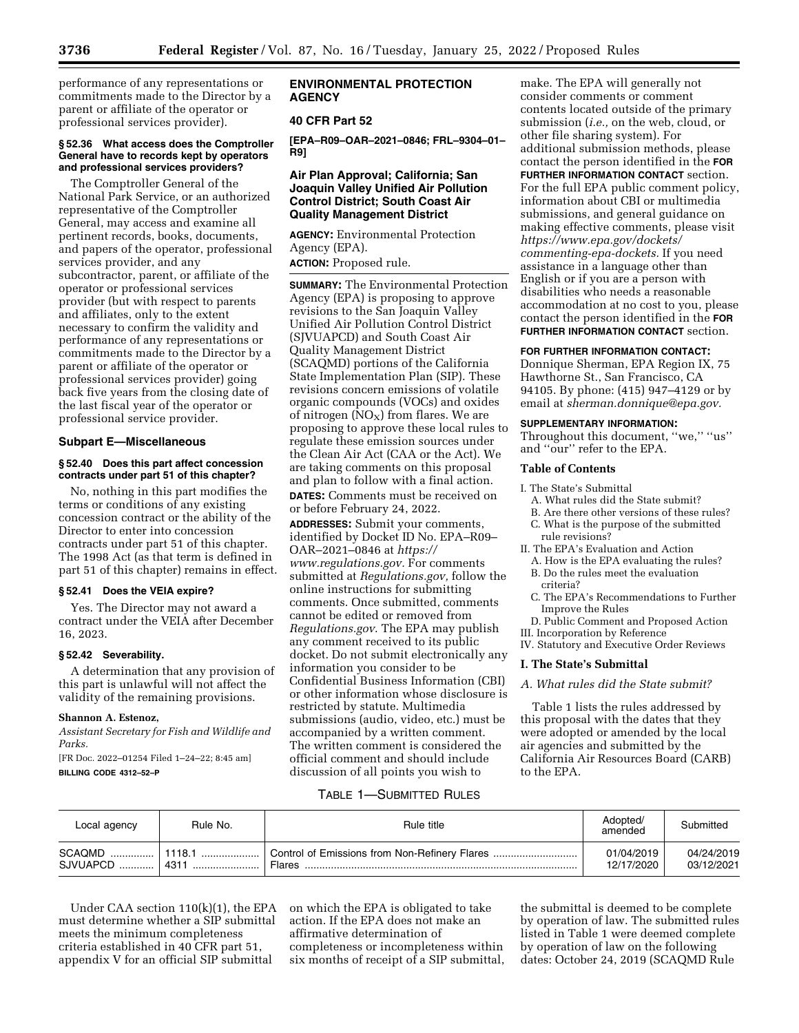performance of any representations or commitments made to the Director by a parent or affiliate of the operator or professional services provider).

#### § 52.36 What access does the Comptroller General have to records kept by operators and professional services providers?

The Comptroller General of the National Park Service, or an authorized representative of the Comptroller General, may access and examine all pertinent records, books, documents, and papers of the operator, professional services provider, and any subcontractor, parent, or affiliate of the operator or professional services provider (but with respect to parents and affiliates, only to the extent necessary to confirm the validity and performance of any representations or commitments made to the Director by a parent or affiliate of the operator or professional services provider) going back five years from the closing date of the last fiscal year of the operator or professional service provider.

### Subpart E—Miscellaneous

#### § 52.40 Does this part affect concession contracts under part 51 of this chapter?

No, nothing in this part modifies the terms or conditions of any existing concession contract or the ability of the Director to enter into concession contracts under part 51 of this chapter. The 1998 Act (as that term is defined in part 51 of this chapter) remains in effect.

#### § 52.41 Does the VEIA expire?

Yes. The Director may not award a contract under the VEIA after December 16, 2023.

#### § 52.42 Severability.

A determination that any provision of this part is unlawful will not affect the validity of the remaining provisions.

**Shannon A. Estenoz,**

*Assistant Secretary for Fish and Wildlife and Parks.*

[FR Doc. 2022–01254 Filed 1–24–22; 8:45 am]

**BILLING CODE 4312–52–P**

## ENVIRONMENTAL PROTECTION AGENCY

### 40 CFR Part 52

**[EPA–R09–OAR–2021–0846; FRL–9304–01–R9]**

### Air Plan Approval; California; San Joaquin Valley Unified Air Pollution Control District; South Coast Air Quality Management District

**AGENCY:** Environmental Protection Agency (EPA).

**ACTION:** Proposed rule.

**SUMMARY:** The Environmental Protection Agency (EPA) is proposing to approve revisions to the San Joaquin Valley Unified Air Pollution Control District (SJVUAPCD) and South Coast Air Quality Management District (SCAQMD) portions of the California State Implementation Plan (SIP). These revisions concern emissions of volatile organic compounds (VOCs) and oxides of nitrogen ($NO_X$) from flares. We are proposing to approve these local rules to regulate these emission sources under the Clean Air Act (CAA or the Act). We are taking comments on this proposal and plan to follow with a final action.

**DATES:** Comments must be received on or before February 24, 2022.

**ADDRESSES:** Submit your comments, identified by Docket ID No. EPA–R09–OAR–2021–0846 at *https://www.regulations.gov.* For comments submitted at *Regulations.gov,* follow the online instructions for submitting comments. Once submitted, comments cannot be edited or removed from *Regulations.gov*. The EPA may publish any comment received to its public docket. Do not submit electronically any information you consider to be Confidential Business Information (CBI) or other information whose disclosure is restricted by statute. Multimedia submissions (audio, video, etc.) must be accompanied by a written comment. The written comment is considered the official comment and should include discussion of all points you wish to make. The EPA will generally not consider comments or comment contents located outside of the primary submission (*i.e.,* on the web, cloud, or other file sharing system). For additional submission methods, please contact the person identified in the **FOR FURTHER INFORMATION CONTACT** section. For the full EPA public comment policy, information about CBI or multimedia submissions, and general guidance on making effective comments, please visit *https://www.epa.gov/dockets/commenting-epa-dockets.* If you need assistance in a language other than English or if you are a person with disabilities who needs a reasonable accommodation at no cost to you, please contact the person identified in the **FOR FURTHER INFORMATION CONTACT** section.

**FOR FURTHER INFORMATION CONTACT:** Donnique Sherman, EPA Region IX, 75 Hawthorne St., San Francisco, CA 94105. By phone: (415) 947–4129 or by email at *sherman.donnique@epa.gov.*

**SUPPLEMENTARY INFORMATION:** Throughout this document, "we," "us" and "our" refer to the EPA.

#### Table of Contents

I. The State's Submittal
  A. What rules did the State submit?
  B. Are there other versions of these rules?
  C. What is the purpose of the submitted rule revisions?
II. The EPA's Evaluation and Action
  A. How is the EPA evaluating the rules?
  B. Do the rules meet the evaluation criteria?
  C. The EPA's Recommendations to Further Improve the Rules
  D. Public Comment and Proposed Action
III. Incorporation by Reference
IV. Statutory and Executive Order Reviews

#### I. The State's Submittal

*A. What rules did the State submit?*

Table 1 lists the rules addressed by this proposal with the dates that they were adopted or amended by the local air agencies and submitted by the California Air Resources Board (CARB) to the EPA.

TABLE 1—SUBMITTED RULES

| Local agency | Rule No. | Rule title | Adopted/amended | Submitted |
|---|---|---|---|---|
| SCAQMD | 1118.1 | Control of Emissions from Non-Refinery Flares | 01/04/2019 | 04/24/2019 |
| SJVUAPCD | 4311 | Flares | 12/17/2020 | 03/12/2021 |

Under CAA section 110(k)(1), the EPA must determine whether a SIP submittal meets the minimum completeness criteria established in 40 CFR part 51, appendix V for an official SIP submittal on which the EPA is obligated to take action. If the EPA does not make an affirmative determination of completeness or incompleteness within six months of receipt of a SIP submittal, the submittal is deemed to be complete by operation of law. The submitted rules listed in Table 1 were deemed complete by operation of law on the following dates: October 24, 2019 (SCAQMD Rule